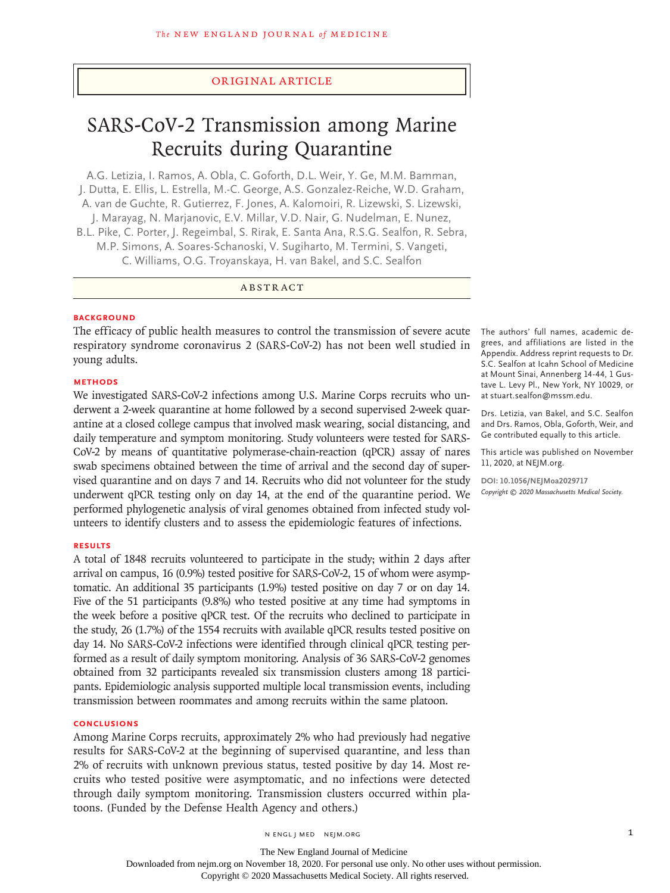ORIGINAL ARTICLE

# SARS-CoV-2 Transmission among Marine Recruits during Quarantine

A.G. Letizia, I. Ramos, A. Obla, C. Goforth, D.L. Weir, Y. Ge, M.M. Bamman, J. Dutta, E. Ellis, L. Estrella, M.-C. George, A.S. Gonzalez-Reiche, W.D. Graham, A. van de Guchte, R. Gutierrez, F. Jones, A. Kalomoiri, R. Lizewski, S. Lizewski, J. Marayag, N. Marjanovic, E.V. Millar, V.D. Nair, G. Nudelman, E. Nunez, B.L. Pike, C. Porter, J. Regeimbal, S. Rirak, E. Santa Ana, R.S.G. Sealfon, R. Sebra, M.P. Simons, A. Soares-Schanoski, V. Sugiharto, M. Termini, S. Vangeti, C. Williams, O.G. Troyanskaya, H. van Bakel, and S.C. Sealfon

## ABSTRACT

### BACKGROUND

The efficacy of public health measures to control the transmission of severe acute respiratory syndrome coronavirus 2 (SARS-CoV-2) has not been well studied in young adults.

### METHODS

We investigated SARS-CoV-2 infections among U.S. Marine Corps recruits who underwent a 2-week quarantine at home followed by a second supervised 2-week quarantine at a closed college campus that involved mask wearing, social distancing, and daily temperature and symptom monitoring. Study volunteers were tested for SARS-CoV-2 by means of quantitative polymerase-chain-reaction (qPCR) assay of nares swab specimens obtained between the time of arrival and the second day of supervised quarantine and on days 7 and 14. Recruits who did not volunteer for the study underwent qPCR testing only on day 14, at the end of the quarantine period. We performed phylogenetic analysis of viral genomes obtained from infected study volunteers to identify clusters and to assess the epidemiologic features of infections.

### RESULTS

A total of 1848 recruits volunteered to participate in the study; within 2 days after arrival on campus, 16 (0.9%) tested positive for SARS-CoV-2, 15 of whom were asymptomatic. An additional 35 participants (1.9%) tested positive on day 7 or on day 14. Five of the 51 participants (9.8%) who tested positive at any time had symptoms in the week before a positive qPCR test. Of the recruits who declined to participate in the study, 26 (1.7%) of the 1554 recruits with available qPCR results tested positive on day 14. No SARS-CoV-2 infections were identified through clinical qPCR testing performed as a result of daily symptom monitoring. Analysis of 36 SARS-CoV-2 genomes obtained from 32 participants revealed six transmission clusters among 18 participants. Epidemiologic analysis supported multiple local transmission events, including transmission between roommates and among recruits within the same platoon.

### CONCLUSIONS

Among Marine Corps recruits, approximately 2% who had previously had negative results for SARS-CoV-2 at the beginning of supervised quarantine, and less than 2% of recruits with unknown previous status, tested positive by day 14. Most recruits who tested positive were asymptomatic, and no infections were detected through daily symptom monitoring. Transmission clusters occurred within platoons. (Funded by the Defense Health Agency and others.)

The authors' full names, academic degrees, and affiliations are listed in the Appendix. Address reprint requests to Dr. S.C. Sealfon at Icahn School of Medicine at Mount Sinai, Annenberg 14-44, 1 Gustave L. Levy Pl., New York, NY 10029, or at stuart.sealfon@mssm.edu.

Drs. Letizia, van Bakel, and S.C. Sealfon and Drs. Ramos, Obla, Goforth, Weir, and Ge contributed equally to this article.

This article was published on November 11, 2020, at NEJM.org.

DOI: 10.1056/NEJMoa2029717
*Copyright © 2020 Massachusetts Medical Society.*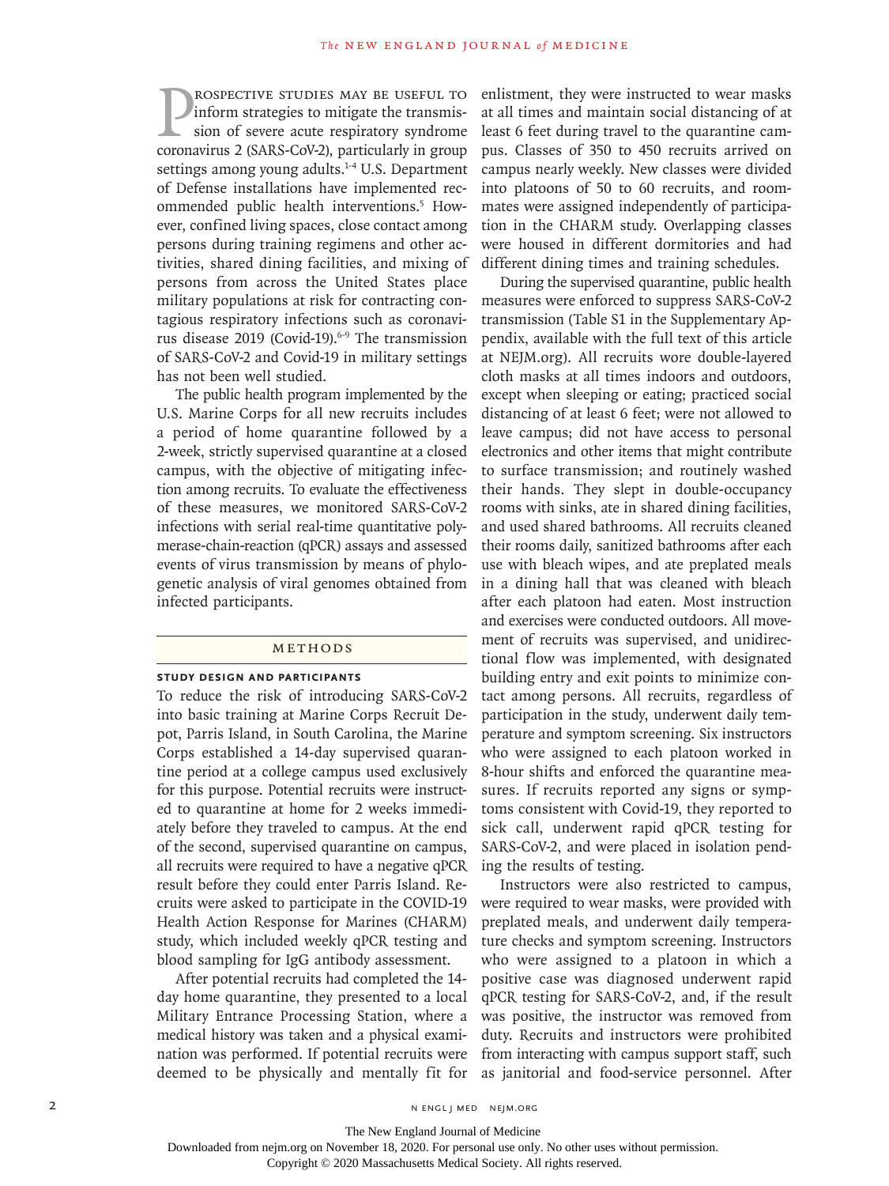Prospective studies may be useful to inform strategies to mitigate the transmission of severe acute respiratory syndrome coronavirus 2 (SARS-CoV-2), particularly in group settings among young adults.[1-4] U.S. Department of Defense installations have implemented recommended public health interventions.[5] However, confined living spaces, close contact among persons during training regimens and other activities, shared dining facilities, and mixing of persons from across the United States place military populations at risk for contracting contagious respiratory infections such as coronavirus disease 2019 (Covid-19).[6-9] The transmission of SARS-CoV-2 and Covid-19 in military settings has not been well studied.

The public health program implemented by the U.S. Marine Corps for all new recruits includes a period of home quarantine followed by a 2-week, strictly supervised quarantine at a closed campus, with the objective of mitigating infection among recruits. To evaluate the effectiveness of these measures, we monitored SARS-CoV-2 infections with serial real-time quantitative polymerase-chain-reaction (qPCR) assays and assessed events of virus transmission by means of phylogenetic analysis of viral genomes obtained from infected participants.

## Methods

### Study Design and Participants

To reduce the risk of introducing SARS-CoV-2 into basic training at Marine Corps Recruit Depot, Parris Island, in South Carolina, the Marine Corps established a 14-day supervised quarantine period at a college campus used exclusively for this purpose. Potential recruits were instructed to quarantine at home for 2 weeks immediately before they traveled to campus. At the end of the second, supervised quarantine on campus, all recruits were required to have a negative qPCR result before they could enter Parris Island. Recruits were asked to participate in the COVID-19 Health Action Response for Marines (CHARM) study, which included weekly qPCR testing and blood sampling for IgG antibody assessment.

After potential recruits had completed the 14-day home quarantine, they presented to a local Military Entrance Processing Station, where a medical history was taken and a physical examination was performed. If potential recruits were deemed to be physically and mentally fit for enlistment, they were instructed to wear masks at all times and maintain social distancing of at least 6 feet during travel to the quarantine campus. Classes of 350 to 450 recruits arrived on campus nearly weekly. New classes were divided into platoons of 50 to 60 recruits, and roommates were assigned independently of participation in the CHARM study. Overlapping classes were housed in different dormitories and had different dining times and training schedules.

During the supervised quarantine, public health measures were enforced to suppress SARS-CoV-2 transmission (Table S1 in the Supplementary Appendix, available with the full text of this article at NEJM.org). All recruits wore double-layered cloth masks at all times indoors and outdoors, except when sleeping or eating; practiced social distancing of at least 6 feet; were not allowed to leave campus; did not have access to personal electronics and other items that might contribute to surface transmission; and routinely washed their hands. They slept in double-occupancy rooms with sinks, ate in shared dining facilities, and used shared bathrooms. All recruits cleaned their rooms daily, sanitized bathrooms after each use with bleach wipes, and ate preplated meals in a dining hall that was cleaned with bleach after each platoon had eaten. Most instruction and exercises were conducted outdoors. All movement of recruits was supervised, and unidirectional flow was implemented, with designated building entry and exit points to minimize contact among persons. All recruits, regardless of participation in the study, underwent daily temperature and symptom screening. Six instructors who were assigned to each platoon worked in 8-hour shifts and enforced the quarantine measures. If recruits reported any signs or symptoms consistent with Covid-19, they reported to sick call, underwent rapid qPCR testing for SARS-CoV-2, and were placed in isolation pending the results of testing.

Instructors were also restricted to campus, were required to wear masks, were provided with preplated meals, and underwent daily temperature checks and symptom screening. Instructors who were assigned to a platoon in which a positive case was diagnosed underwent rapid qPCR testing for SARS-CoV-2, and, if the result was positive, the instructor was removed from duty. Recruits and instructors were prohibited from interacting with campus support staff, such as janitorial and food-service personnel. After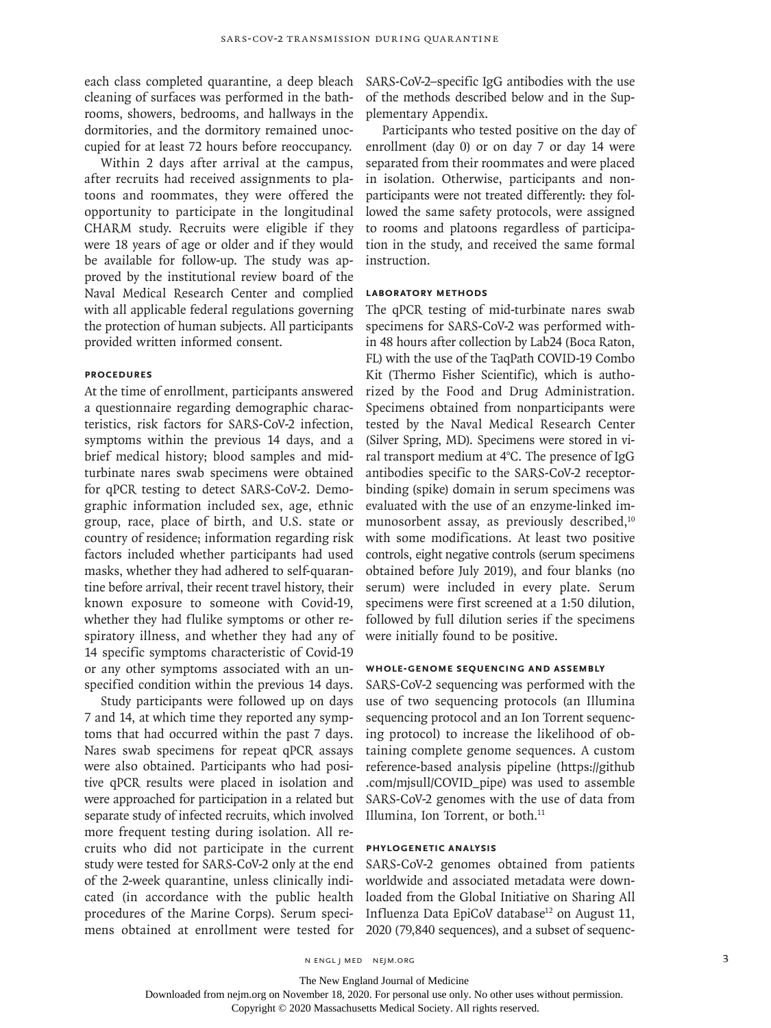each class completed quarantine, a deep bleach cleaning of surfaces was performed in the bathrooms, showers, bedrooms, and hallways in the dormitories, and the dormitory remained unoccupied for at least 72 hours before reoccupancy.

Within 2 days after arrival at the campus, after recruits had received assignments to platoons and roommates, they were offered the opportunity to participate in the longitudinal CHARM study. Recruits were eligible if they were 18 years of age or older and if they would be available for follow-up. The study was approved by the institutional review board of the Naval Medical Research Center and complied with all applicable federal regulations governing the protection of human subjects. All participants provided written informed consent.

### Procedures

At the time of enrollment, participants answered a questionnaire regarding demographic characteristics, risk factors for SARS-CoV-2 infection, symptoms within the previous 14 days, and a brief medical history; blood samples and mid-turbinate nares swab specimens were obtained for qPCR testing to detect SARS-CoV-2. Demographic information included sex, age, ethnic group, race, place of birth, and U.S. state or country of residence; information regarding risk factors included whether participants had used masks, whether they had adhered to self-quarantine before arrival, their recent travel history, their known exposure to someone with Covid-19, whether they had flulike symptoms or other respiratory illness, and whether they had any of 14 specific symptoms characteristic of Covid-19 or any other symptoms associated with an unspecified condition within the previous 14 days.

Study participants were followed up on days 7 and 14, at which time they reported any symptoms that had occurred within the past 7 days. Nares swab specimens for repeat qPCR assays were also obtained. Participants who had positive qPCR results were placed in isolation and were approached for participation in a related but separate study of infected recruits, which involved more frequent testing during isolation. All recruits who did not participate in the current study were tested for SARS-CoV-2 only at the end of the 2-week quarantine, unless clinically indicated (in accordance with the public health procedures of the Marine Corps). Serum specimens obtained at enrollment were tested for SARS-CoV-2–specific IgG antibodies with the use of the methods described below and in the Supplementary Appendix.

Participants who tested positive on the day of enrollment (day 0) or on day 7 or day 14 were separated from their roommates and were placed in isolation. Otherwise, participants and nonparticipants were not treated differently: they followed the same safety protocols, were assigned to rooms and platoons regardless of participation in the study, and received the same formal instruction.

### Laboratory Methods

The qPCR testing of mid-turbinate nares swab specimens for SARS-CoV-2 was performed within 48 hours after collection by Lab24 (Boca Raton, FL) with the use of the TaqPath COVID-19 Combo Kit (Thermo Fisher Scientific), which is authorized by the Food and Drug Administration. Specimens obtained from nonparticipants were tested by the Naval Medical Research Center (Silver Spring, MD). Specimens were stored in viral transport medium at 4°C. The presence of IgG antibodies specific to the SARS-CoV-2 receptor-binding (spike) domain in serum specimens was evaluated with the use of an enzyme-linked immunosorbent assay, as previously described,[10] with some modifications. At least two positive controls, eight negative controls (serum specimens obtained before July 2019), and four blanks (no serum) were included in every plate. Serum specimens were first screened at a 1:50 dilution, followed by full dilution series if the specimens were initially found to be positive.

### Whole-Genome Sequencing and Assembly

SARS-CoV-2 sequencing was performed with the use of two sequencing protocols (an Illumina sequencing protocol and an Ion Torrent sequencing protocol) to increase the likelihood of obtaining complete genome sequences. A custom reference-based analysis pipeline (https://github.com/mjsull/COVID_pipe) was used to assemble SARS-CoV-2 genomes with the use of data from Illumina, Ion Torrent, or both.[11]

### Phylogenetic Analysis

SARS-CoV-2 genomes obtained from patients worldwide and associated metadata were downloaded from the Global Initiative on Sharing All Influenza Data EpiCoV database[12] on August 11, 2020 (79,840 sequences), and a subset of sequenc-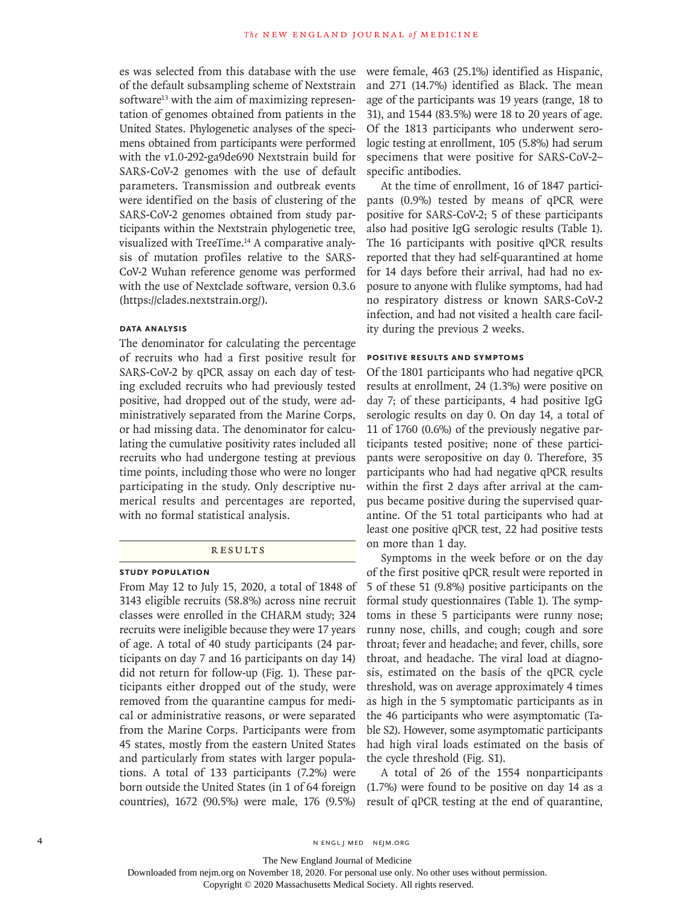es was selected from this database with the use of the default subsampling scheme of Nextstrain software[13] with the aim of maximizing representation of genomes obtained from patients in the United States. Phylogenetic analyses of the specimens obtained from participants were performed with the v1.0-292-ga9de690 Nextstrain build for SARS-CoV-2 genomes with the use of default parameters. Transmission and outbreak events were identified on the basis of clustering of the SARS-CoV-2 genomes obtained from study participants within the Nextstrain phylogenetic tree, visualized with TreeTime.[14] A comparative analysis of mutation profiles relative to the SARS-CoV-2 Wuhan reference genome was performed with the use of Nextclade software, version 0.3.6 (https://clades.nextstrain.org/).

### Data Analysis

The denominator for calculating the percentage of recruits who had a first positive result for SARS-CoV-2 by qPCR assay on each day of testing excluded recruits who had previously tested positive, had dropped out of the study, were administratively separated from the Marine Corps, or had missing data. The denominator for calculating the cumulative positivity rates included all recruits who had undergone testing at previous time points, including those who were no longer participating in the study. Only descriptive numerical results and percentages are reported, with no formal statistical analysis.

## Results

### Study Population

From May 12 to July 15, 2020, a total of 1848 of 3143 eligible recruits (58.8%) across nine recruit classes were enrolled in the CHARM study; 324 recruits were ineligible because they were 17 years of age. A total of 40 study participants (24 participants on day 7 and 16 participants on day 14) did not return for follow-up (Fig. 1). These participants either dropped out of the study, were removed from the quarantine campus for medical or administrative reasons, or were separated from the Marine Corps. Participants were from 45 states, mostly from the eastern United States and particularly from states with larger populations. A total of 133 participants (7.2%) were born outside the United States (in 1 of 64 foreign countries), 1672 (90.5%) were male, 176 (9.5%) were female, 463 (25.1%) identified as Hispanic, and 271 (14.7%) identified as Black. The mean age of the participants was 19 years (range, 18 to 31), and 1544 (83.5%) were 18 to 20 years of age. Of the 1813 participants who underwent serologic testing at enrollment, 105 (5.8%) had serum specimens that were positive for SARS-CoV-2–specific antibodies.

At the time of enrollment, 16 of 1847 participants (0.9%) tested by means of qPCR were positive for SARS-CoV-2; 5 of these participants also had positive IgG serologic results (Table 1). The 16 participants with positive qPCR results reported that they had self-quarantined at home for 14 days before their arrival, had had no exposure to anyone with flulike symptoms, had had no respiratory distress or known SARS-CoV-2 infection, and had not visited a health care facility during the previous 2 weeks.

### Positive Results and Symptoms

Of the 1801 participants who had negative qPCR results at enrollment, 24 (1.3%) were positive on day 7; of these participants, 4 had positive IgG serologic results on day 0. On day 14, a total of 11 of 1760 (0.6%) of the previously negative participants tested positive; none of these participants were seropositive on day 0. Therefore, 35 participants who had had negative qPCR results within the first 2 days after arrival at the campus became positive during the supervised quarantine. Of the 51 total participants who had at least one positive qPCR test, 22 had positive tests on more than 1 day.

Symptoms in the week before or on the day of the first positive qPCR result were reported in 5 of these 51 (9.8%) positive participants on the formal study questionnaires (Table 1). The symptoms in these 5 participants were runny nose; runny nose, chills, and cough; cough and sore throat; fever and headache; and fever, chills, sore throat, and headache. The viral load at diagnosis, estimated on the basis of the qPCR cycle threshold, was on average approximately 4 times as high in the 5 symptomatic participants as in the 46 participants who were asymptomatic (Table S2). However, some asymptomatic participants had high viral loads estimated on the basis of the cycle threshold (Fig. S1).

A total of 26 of the 1554 nonparticipants (1.7%) were found to be positive on day 14 as a result of qPCR testing at the end of quarantine,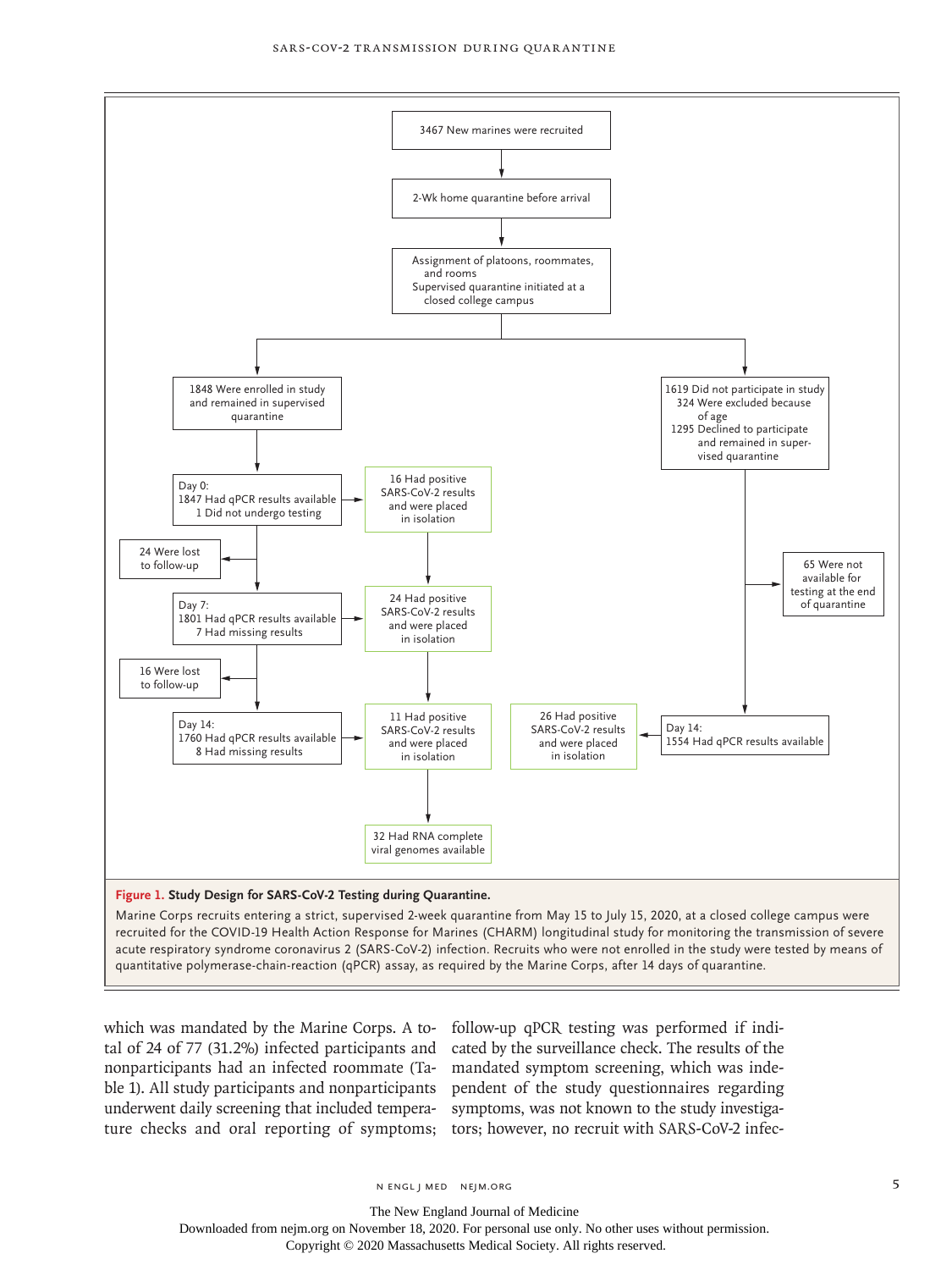3467 New marines were recruited

2-Wk home quarantine before arrival

Assignment of platoons, roommates, and rooms
Supervised quarantine initiated at a closed college campus

1848 Were enrolled in study and remained in supervised quarantine

1619 Did not participate in study
324 Were excluded because of age
1295 Declined to participate and remained in supervised quarantine

Day 0:
1847 Had qPCR results available
1 Did not undergo testing

16 Had positive SARS-CoV-2 results and were placed in isolation

24 Were lost to follow-up

Day 7:
1801 Had qPCR results available
7 Had missing results

24 Had positive SARS-CoV-2 results and were placed in isolation

16 Were lost to follow-up

Day 14:
1760 Had qPCR results available
8 Had missing results

11 Had positive SARS-CoV-2 results and were placed in isolation

32 Had RNA complete viral genomes available

65 Were not available for testing at the end of quarantine

Day 14:
1554 Had qPCR results available

26 Had positive SARS-CoV-2 results and were placed in isolation

**Figure 1. Study Design for SARS-CoV-2 Testing during Quarantine.**

Marine Corps recruits entering a strict, supervised 2-week quarantine from May 15 to July 15, 2020, at a closed college campus were recruited for the COVID-19 Health Action Response for Marines (CHARM) longitudinal study for monitoring the transmission of severe acute respiratory syndrome coronavirus 2 (SARS-CoV-2) infection. Recruits who were not enrolled in the study were tested by means of quantitative polymerase-chain-reaction (qPCR) assay, as required by the Marine Corps, after 14 days of quarantine.

which was mandated by the Marine Corps. A total of 24 of 77 (31.2%) infected participants and nonparticipants had an infected roommate (Table 1). All study participants and nonparticipants underwent daily screening that included temperature checks and oral reporting of symptoms; follow-up qPCR testing was performed if indicated by the surveillance check. The results of the mandated symptom screening, which was independent of the study questionnaires regarding symptoms, was not known to the study investigators; however, no recruit with SARS-CoV-2 infec-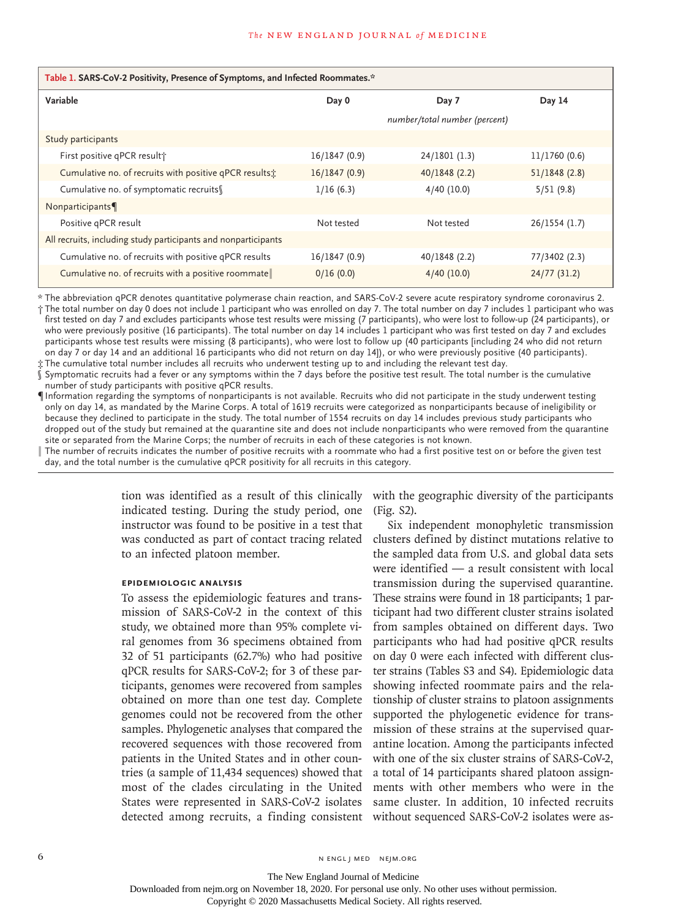**Table 1. SARS-CoV-2 Positivity, Presence of Symptoms, and Infected Roommates.***

| Variable | Day 0 | Day 7 | Day 14 |
|---|---|---|---|
| | | *number/total number (percent)* | |
| Study participants | | | |
| First positive qPCR result† | 16/1847 (0.9) | 24/1801 (1.3) | 11/1760 (0.6) |
| Cumulative no. of recruits with positive qPCR results‡ | 16/1847 (0.9) | 40/1848 (2.2) | 51/1848 (2.8) |
| Cumulative no. of symptomatic recruits§ | 1/16 (6.3) | 4/40 (10.0) | 5/51 (9.8) |
| Nonparticipants¶ | | | |
| Positive qPCR result | Not tested | Not tested | 26/1554 (1.7) |
| All recruits, including study participants and nonparticipants | | | |
| Cumulative no. of recruits with positive qPCR results | 16/1847 (0.9) | 40/1848 (2.2) | 77/3402 (2.3) |
| Cumulative no. of recruits with a positive roommate‖ | 0/16 (0.0) | 4/40 (10.0) | 24/77 (31.2) |

\* The abbreviation qPCR denotes quantitative polymerase chain reaction, and SARS-CoV-2 severe acute respiratory syndrome coronavirus 2.

† The total number on day 0 does not include 1 participant who was enrolled on day 7. The total number on day 7 includes 1 participant who was first tested on day 7 and excludes participants whose test results were missing (7 participants), who were lost to follow-up (24 participants), or who were previously positive (16 participants). The total number on day 14 includes 1 participant who was first tested on day 7 and excludes participants whose test results were missing (8 participants), who were lost to follow up (40 participants [including 24 who did not return on day 7 or day 14 and an additional 16 participants who did not return on day 14]), or who were previously positive (40 participants).

‡ The cumulative total number includes all recruits who underwent testing up to and including the relevant test day.

§ Symptomatic recruits had a fever or any symptoms within the 7 days before the positive test result. The total number is the cumulative number of study participants with positive qPCR results.

¶ Information regarding the symptoms of nonparticipants is not available. Recruits who did not participate in the study underwent testing only on day 14, as mandated by the Marine Corps. A total of 1619 recruits were categorized as nonparticipants because of ineligibility or because they declined to participate in the study. The total number of 1554 recruits on day 14 includes previous study participants who dropped out of the study but remained at the quarantine site and does not include nonparticipants who were removed from the quarantine site or separated from the Marine Corps; the number of recruits in each of these categories is not known.

‖ The number of recruits indicates the number of positive recruits with a roommate who had a first positive test on or before the given test day, and the total number is the cumulative qPCR positivity for all recruits in this category.

tion was identified as a result of this clinically indicated testing. During the study period, one instructor was found to be positive in a test that was conducted as part of contact tracing related to an infected platoon member.

### EPIDEMIOLOGIC ANALYSIS

To assess the epidemiologic features and transmission of SARS-CoV-2 in the context of this study, we obtained more than 95% complete viral genomes from 36 specimens obtained from 32 of 51 participants (62.7%) who had positive qPCR results for SARS-CoV-2; for 3 of these participants, genomes were recovered from samples obtained on more than one test day. Complete genomes could not be recovered from the other samples. Phylogenetic analyses that compared the recovered sequences with those recovered from patients in the United States and in other countries (a sample of 11,434 sequences) showed that most of the clades circulating in the United States were represented in SARS-CoV-2 isolates detected among recruits, a finding consistent with the geographic diversity of the participants (Fig. S2).

Six independent monophyletic transmission clusters defined by distinct mutations relative to the sampled data from U.S. and global data sets were identified — a result consistent with local transmission during the supervised quarantine. These strains were found in 18 participants; 1 participant had two different cluster strains isolated from samples obtained on different days. Two participants who had had positive qPCR results on day 0 were each infected with different cluster strains (Tables S3 and S4). Epidemiologic data showing infected roommate pairs and the relationship of cluster strains to platoon assignments supported the phylogenetic evidence for transmission of these strains at the supervised quarantine location. Among the participants infected with one of the six cluster strains of SARS-CoV-2, a total of 14 participants shared platoon assignments with other members who were in the same cluster. In addition, 10 infected recruits without sequenced SARS-CoV-2 isolates were as-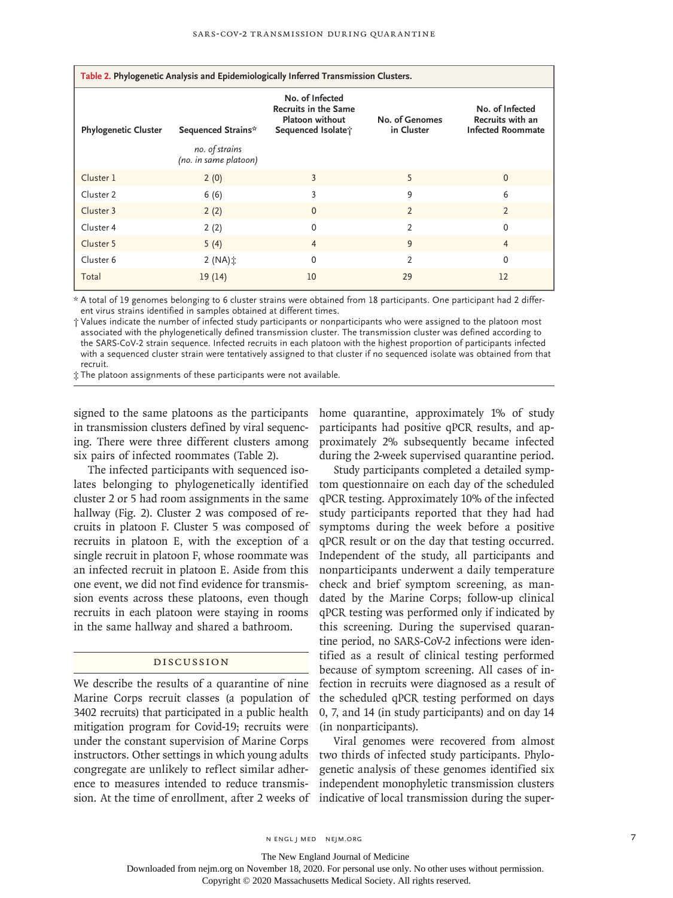**Table 2. Phylogenetic Analysis and Epidemiologically Inferred Transmission Clusters.**

| Phylogenetic Cluster | Sequenced Strains* | No. of Infected Recruits in the Same Platoon without Sequenced Isolate† | No. of Genomes in Cluster | No. of Infected Recruits with an Infected Roommate |
|---|---|---|---|---|
| | *no. of strains (no. in same platoon)* | | | |
| Cluster 1 | 2 (0) | 3 | 5 | 0 |
| Cluster 2 | 6 (6) | 3 | 9 | 6 |
| Cluster 3 | 2 (2) | 0 | 2 | 2 |
| Cluster 4 | 2 (2) | 0 | 2 | 0 |
| Cluster 5 | 5 (4) | 4 | 9 | 4 |
| Cluster 6 | 2 (NA)‡ | 0 | 2 | 0 |
| Total | 19 (14) | 10 | 29 | 12 |

\* A total of 19 genomes belonging to 6 cluster strains were obtained from 18 participants. One participant had 2 different virus strains identified in samples obtained at different times.

† Values indicate the number of infected study participants or nonparticipants who were assigned to the platoon most associated with the phylogenetically defined transmission cluster. The transmission cluster was defined according to the SARS-CoV-2 strain sequence. Infected recruits in each platoon with the highest proportion of participants infected with a sequenced cluster strain were tentatively assigned to that cluster if no sequenced isolate was obtained from that recruit.

‡ The platoon assignments of these participants were not available.

signed to the same platoons as the participants in transmission clusters defined by viral sequencing. There were three different clusters among six pairs of infected roommates (Table 2).

The infected participants with sequenced isolates belonging to phylogenetically identified cluster 2 or 5 had room assignments in the same hallway (Fig. 2). Cluster 2 was composed of recruits in platoon F. Cluster 5 was composed of recruits in platoon E, with the exception of a single recruit in platoon F, whose roommate was an infected recruit in platoon E. Aside from this one event, we did not find evidence for transmission events across these platoons, even though recruits in each platoon were staying in rooms in the same hallway and shared a bathroom.

## Discussion

We describe the results of a quarantine of nine Marine Corps recruit classes (a population of 3402 recruits) that participated in a public health mitigation program for Covid-19; recruits were under the constant supervision of Marine Corps instructors. Other settings in which young adults congregate are unlikely to reflect similar adherence to measures intended to reduce transmission. At the time of enrollment, after 2 weeks of home quarantine, approximately 1% of study participants had positive qPCR results, and approximately 2% subsequently became infected during the 2-week supervised quarantine period.

Study participants completed a detailed symptom questionnaire on each day of the scheduled qPCR testing. Approximately 10% of the infected study participants reported that they had had symptoms during the week before a positive qPCR result or on the day that testing occurred. Independent of the study, all participants and nonparticipants underwent a daily temperature check and brief symptom screening, as mandated by the Marine Corps; follow-up clinical qPCR testing was performed only if indicated by this screening. During the supervised quarantine period, no SARS-CoV-2 infections were identified as a result of clinical testing performed because of symptom screening. All cases of infection in recruits were diagnosed as a result of the scheduled qPCR testing performed on days 0, 7, and 14 (in study participants) and on day 14 (in nonparticipants).

Viral genomes were recovered from almost two thirds of infected study participants. Phylogenetic analysis of these genomes identified six independent monophyletic transmission clusters indicative of local transmission during the super-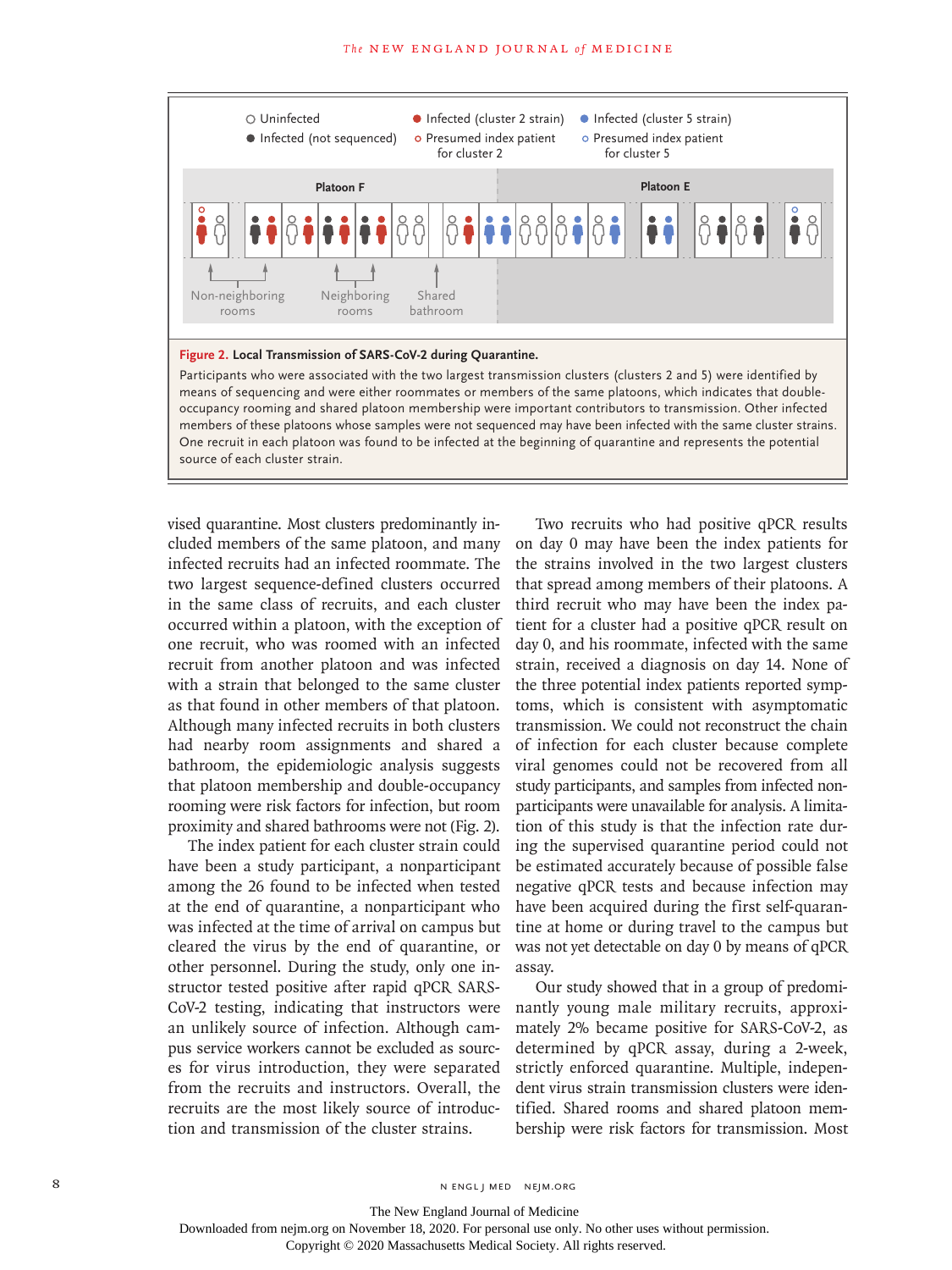Uninfected

Infected (not sequenced)

Infected (cluster 2 strain)

Presumed index patient for cluster 2

Infected (cluster 5 strain)

Presumed index patient for cluster 5

Platoon F

Platoon E

Non-neighboring rooms

Neighboring rooms

Shared bathroom

**Figure 2. Local Transmission of SARS-CoV-2 during Quarantine.**

Participants who were associated with the two largest transmission clusters (clusters 2 and 5) were identified by means of sequencing and were either roommates or members of the same platoons, which indicates that double-occupancy rooming and shared platoon membership were important contributors to transmission. Other infected members of these platoons whose samples were not sequenced may have been infected with the same cluster strains. One recruit in each platoon was found to be infected at the beginning of quarantine and represents the potential source of each cluster strain.

vised quarantine. Most clusters predominantly included members of the same platoon, and many infected recruits had an infected roommate. The two largest sequence-defined clusters occurred in the same class of recruits, and each cluster occurred within a platoon, with the exception of one recruit, who was roomed with an infected recruit from another platoon and was infected with a strain that belonged to the same cluster as that found in other members of that platoon. Although many infected recruits in both clusters had nearby room assignments and shared a bathroom, the epidemiologic analysis suggests that platoon membership and double-occupancy rooming were risk factors for infection, but room proximity and shared bathrooms were not (Fig. 2).

The index patient for each cluster strain could have been a study participant, a nonparticipant among the 26 found to be infected when tested at the end of quarantine, a nonparticipant who was infected at the time of arrival on campus but cleared the virus by the end of quarantine, or other personnel. During the study, only one instructor tested positive after rapid qPCR SARS-CoV-2 testing, indicating that instructors were an unlikely source of infection. Although campus service workers cannot be excluded as sources for virus introduction, they were separated from the recruits and instructors. Overall, the recruits are the most likely source of introduction and transmission of the cluster strains.

Two recruits who had positive qPCR results on day 0 may have been the index patients for the strains involved in the two largest clusters that spread among members of their platoons. A third recruit who may have been the index patient for a cluster had a positive qPCR result on day 0, and his roommate, infected with the same strain, received a diagnosis on day 14. None of the three potential index patients reported symptoms, which is consistent with asymptomatic transmission. We could not reconstruct the chain of infection for each cluster because complete viral genomes could not be recovered from all study participants, and samples from infected nonparticipants were unavailable for analysis. A limitation of this study is that the infection rate during the supervised quarantine period could not be estimated accurately because of possible false negative qPCR tests and because infection may have been acquired during the first self-quarantine at home or during travel to the campus but was not yet detectable on day 0 by means of qPCR assay.

Our study showed that in a group of predominantly young male military recruits, approximately 2% became positive for SARS-CoV-2, as determined by qPCR assay, during a 2-week, strictly enforced quarantine. Multiple, independent virus strain transmission clusters were identified. Shared rooms and shared platoon membership were risk factors for transmission. Most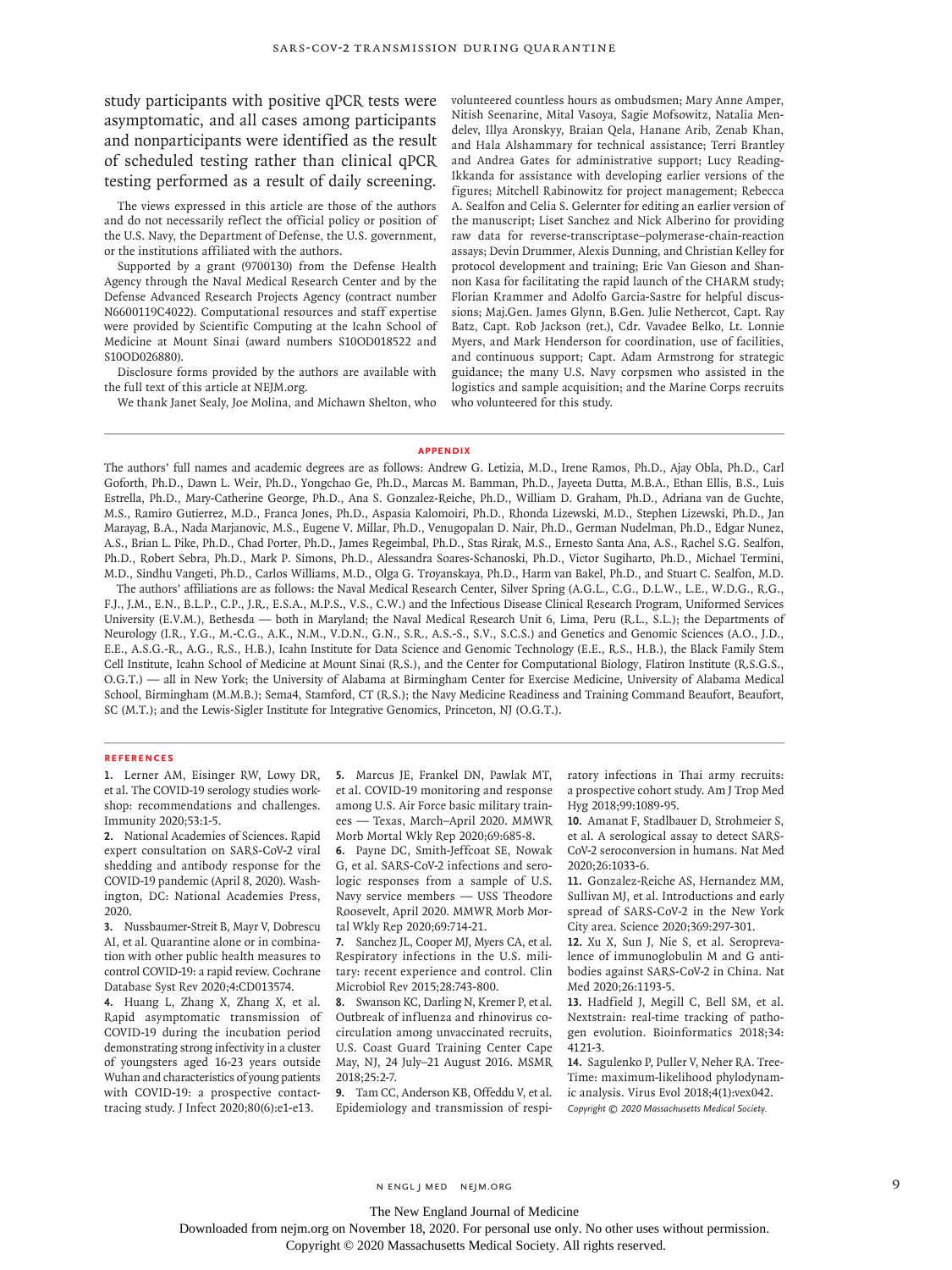study participants with positive qPCR tests were asymptomatic, and all cases among participants and nonparticipants were identified as the result of scheduled testing rather than clinical qPCR testing performed as a result of daily screening.

The views expressed in this article are those of the authors and do not necessarily reflect the official policy or position of the U.S. Navy, the Department of Defense, the U.S. government, or the institutions affiliated with the authors.

Supported by a grant (9700130) from the Defense Health Agency through the Naval Medical Research Center and by the Defense Advanced Research Projects Agency (contract number N6600119C4022). Computational resources and staff expertise were provided by Scientific Computing at the Icahn School of Medicine at Mount Sinai (award numbers S10OD018522 and S10OD026880).

Disclosure forms provided by the authors are available with the full text of this article at NEJM.org.

We thank Janet Sealy, Joe Molina, and Michawn Shelton, who volunteered countless hours as ombudsmen; Mary Anne Amper, Nitish Seenarine, Mital Vasoya, Sagie Mofsowitz, Natalia Mendelev, Illya Aronskyy, Braian Qela, Hanane Arib, Zenab Khan, and Hala Alshammary for technical assistance; Terri Brantley and Andrea Gates for administrative support; Lucy Reading-Ikkanda for assistance with developing earlier versions of the figures; Mitchell Rabinowitz for project management; Rebecca A. Sealfon and Celia S. Gelernter for editing an earlier version of the manuscript; Liset Sanchez and Nick Alberino for providing raw data for reverse-transcriptase–polymerase-chain-reaction assays; Devin Drummer, Alexis Dunning, and Christian Kelley for protocol development and training; Eric Van Gieson and Shannon Kasa for facilitating the rapid launch of the CHARM study; Florian Krammer and Adolfo Garcia-Sastre for helpful discussions; Maj.Gen. James Glynn, B.Gen. Julie Nethercot, Capt. Ray Batz, Capt. Rob Jackson (ret.), Cdr. Vavadee Belko, Lt. Lonnie Myers, and Mark Henderson for coordination, use of facilities, and continuous support; Capt. Adam Armstrong for strategic guidance; the many U.S. Navy corpsmen who assisted in the logistics and sample acquisition; and the Marine Corps recruits who volunteered for this study.

## APPENDIX

The authors' full names and academic degrees are as follows: Andrew G. Letizia, M.D., Irene Ramos, Ph.D., Ajay Obla, Ph.D., Carl Goforth, Ph.D., Dawn L. Weir, Ph.D., Yongchao Ge, Ph.D., Marcas M. Bamman, Ph.D., Jayeeta Dutta, M.B.A., Ethan Ellis, B.S., Luis Estrella, Ph.D., Mary-Catherine George, Ph.D., Ana S. Gonzalez-Reiche, Ph.D., William D. Graham, Ph.D., Adriana van de Guchte, M.S., Ramiro Gutierrez, M.D., Franca Jones, Ph.D., Aspasia Kalomoiri, Ph.D., Rhonda Lizewski, M.D., Stephen Lizewski, Ph.D., Jan Marayag, B.A., Nada Marjanovic, M.S., Eugene V. Millar, Ph.D., Venugopalan D. Nair, Ph.D., German Nudelman, Ph.D., Edgar Nunez, A.S., Brian L. Pike, Ph.D., Chad Porter, Ph.D., James Regeimbal, Ph.D., Stas Rirak, M.S., Ernesto Santa Ana, A.S., Rachel S.G. Sealfon, Ph.D., Robert Sebra, Ph.D., Mark P. Simons, Ph.D., Alessandra Soares-Schanoski, Ph.D., Victor Sugiharto, Ph.D., Michael Termini, M.D., Sindhu Vangeti, Ph.D., Carlos Williams, M.D., Olga G. Troyanskaya, Ph.D., Harm van Bakel, Ph.D., and Stuart C. Sealfon, M.D.

The authors' affiliations are as follows: the Naval Medical Research Center, Silver Spring (A.G.L., C.G., D.L.W., L.E., W.D.G., R.G., F.J., J.M., E.N., B.L.P., C.P., J.R., E.S.A., M.P.S., V.S., C.W.) and the Infectious Disease Clinical Research Program, Uniformed Services University (E.V.M.), Bethesda — both in Maryland; the Naval Medical Research Unit 6, Lima, Peru (R.L., S.L.); the Departments of Neurology (I.R., Y.G., M.-C.G., A.K., N.M., V.D.N., G.N., S.R., A.S.-S., S.V., S.C.S.) and Genetics and Genomic Sciences (A.O., J.D., E.E., A.S.G.-R., A.G., R.S., H.B.), Icahn Institute for Data Science and Genomic Technology (E.E., R.S., H.B.), the Black Family Stem Cell Institute, Icahn School of Medicine at Mount Sinai (R.S.), and the Center for Computational Biology, Flatiron Institute (R.S.G.S., O.G.T.) — all in New York; the University of Alabama at Birmingham Center for Exercise Medicine, University of Alabama Medical School, Birmingham (M.M.B.); Sema4, Stamford, CT (R.S.); the Navy Medicine Readiness and Training Command Beaufort, Beaufort, SC (M.T.); and the Lewis-Sigler Institute for Integrative Genomics, Princeton, NJ (O.G.T.).

## REFERENCES

1. Lerner AM, Eisinger RW, Lowy DR, et al. The COVID-19 serology studies workshop: recommendations and challenges. Immunity 2020;53:1-5.
2. National Academies of Sciences. Rapid expert consultation on SARS-CoV-2 viral shedding and antibody response for the COVID-19 pandemic (April 8, 2020). Washington, DC: National Academies Press, 2020.
3. Nussbaumer-Streit B, Mayr V, Dobrescu AI, et al. Quarantine alone or in combination with other public health measures to control COVID-19: a rapid review. Cochrane Database Syst Rev 2020;4:CD013574.
4. Huang L, Zhang X, Zhang X, et al. Rapid asymptomatic transmission of COVID-19 during the incubation period demonstrating strong infectivity in a cluster of youngsters aged 16-23 years outside Wuhan and characteristics of young patients with COVID-19: a prospective contact-tracing study. J Infect 2020;80(6):e1-e13.
5. Marcus JE, Frankel DN, Pawlak MT, et al. COVID-19 monitoring and response among U.S. Air Force basic military trainees — Texas, March–April 2020. MMWR Morb Mortal Wkly Rep 2020;69:685-8.
6. Payne DC, Smith-Jeffcoat SE, Nowak G, et al. SARS-CoV-2 infections and serologic responses from a sample of U.S. Navy service members — USS Theodore Roosevelt, April 2020. MMWR Morb Mortal Wkly Rep 2020;69:714-21.
7. Sanchez JL, Cooper MJ, Myers CA, et al. Respiratory infections in the U.S. military: recent experience and control. Clin Microbiol Rev 2015;28:743-800.
8. Swanson KC, Darling N, Kremer P, et al. Outbreak of influenza and rhinovirus co-circulation among unvaccinated recruits, U.S. Coast Guard Training Center Cape May, NJ, 24 July–21 August 2016. MSMR 2018;25:2-7.
9. Tam CC, Anderson KB, Offeddu V, et al. Epidemiology and transmission of respiratory infections in Thai army recruits: a prospective cohort study. Am J Trop Med Hyg 2018;99:1089-95.
10. Amanat F, Stadlbauer D, Strohmeier S, et al. A serological assay to detect SARS-CoV-2 seroconversion in humans. Nat Med 2020;26:1033-6.
11. Gonzalez-Reiche AS, Hernandez MM, Sullivan MJ, et al. Introductions and early spread of SARS-CoV-2 in the New York City area. Science 2020;369:297-301.
12. Xu X, Sun J, Nie S, et al. Seroprevalence of immunoglobulin M and G antibodies against SARS-CoV-2 in China. Nat Med 2020;26:1193-5.
13. Hadfield J, Megill C, Bell SM, et al. Nextstrain: real-time tracking of pathogen evolution. Bioinformatics 2018;34:4121-3.
14. Sagulenko P, Puller V, Neher RA. TreeTime: maximum-likelihood phylodynamic analysis. Virus Evol 2018;4(1):vex042.

*Copyright © 2020 Massachusetts Medical Society.*